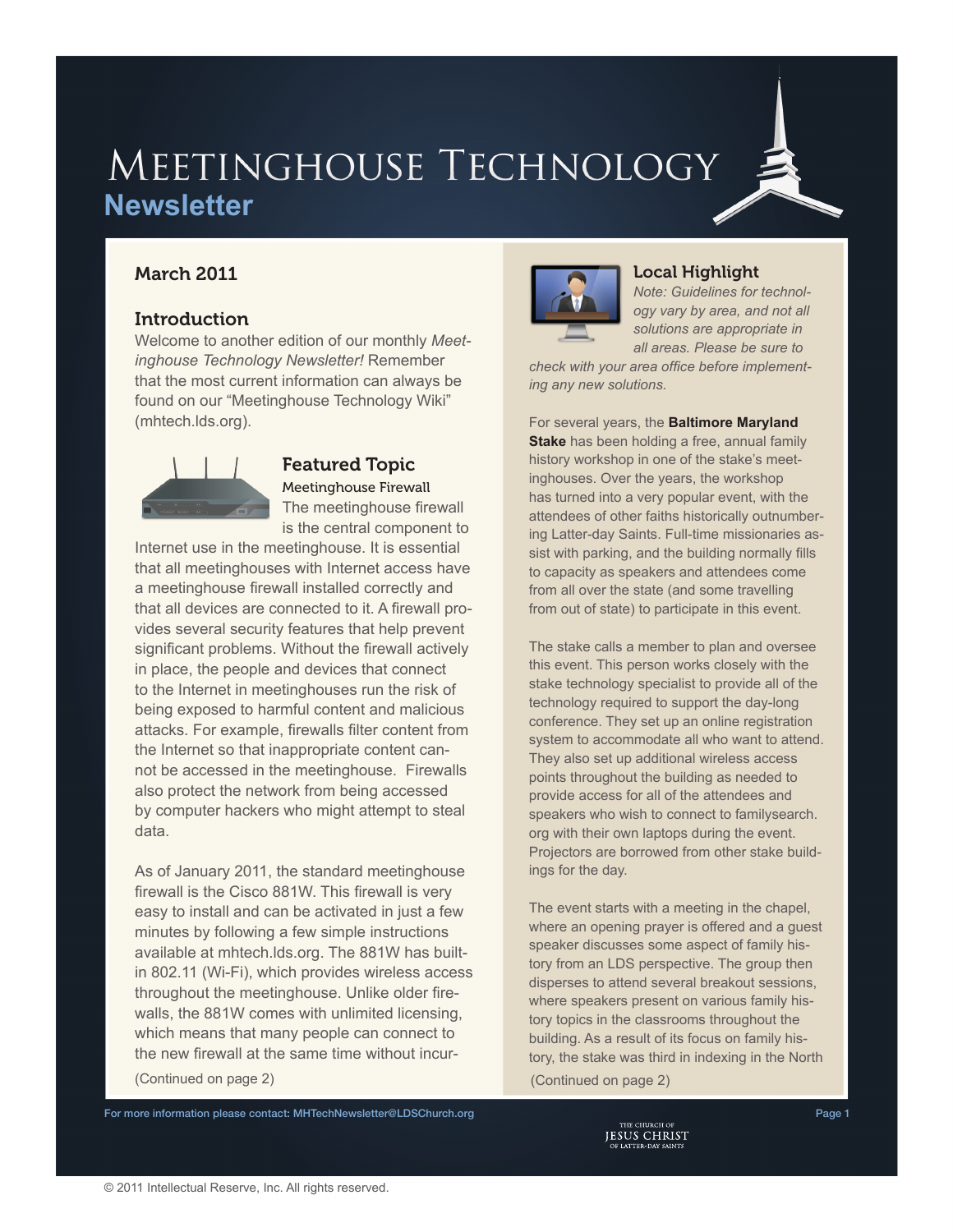# Meetinghouse Technology
## Newsletter

### March 2011

### Introduction

Welcome to another edition of our monthly *Meetinghouse Technology Newsletter!* Remember that the most current information can always be found on our "Meetinghouse Technology Wiki" (mhtech.lds.org).

### Featured Topic

#### Meetinghouse Firewall

The meetinghouse firewall is the central component to Internet use in the meetinghouse. It is essential that all meetinghouses with Internet access have a meetinghouse firewall installed correctly and that all devices are connected to it. A firewall provides several security features that help prevent significant problems. Without the firewall actively in place, the people and devices that connect to the Internet in meetinghouses run the risk of being exposed to harmful content and malicious attacks. For example, firewalls filter content from the Internet so that inappropriate content cannot be accessed in the meetinghouse. Firewalls also protect the network from being accessed by computer hackers who might attempt to steal data.

As of January 2011, the standard meetinghouse firewall is the Cisco 881W. This firewall is very easy to install and can be activated in just a few minutes by following a few simple instructions available at mhtech.lds.org. The 881W has built-in 802.11 (Wi-Fi), which provides wireless access throughout the meetinghouse. Unlike older firewalls, the 881W comes with unlimited licensing, which means that many people can connect to the new firewall at the same time without incur-

(Continued on page 2)

### Local Highlight

*Note: Guidelines for technology vary by area, and not all solutions are appropriate in all areas. Please be sure to check with your area office before implementing any new solutions.*

For several years, the **Baltimore Maryland Stake** has been holding a free, annual family history workshop in one of the stake's meetinghouses. Over the years, the workshop has turned into a very popular event, with the attendees of other faiths historically outnumbering Latter-day Saints. Full-time missionaries assist with parking, and the building normally fills to capacity as speakers and attendees come from all over the state (and some travelling from out of state) to participate in this event.

The stake calls a member to plan and oversee this event. This person works closely with the stake technology specialist to provide all of the technology required to support the day-long conference. They set up an online registration system to accommodate all who want to attend. They also set up additional wireless access points throughout the building as needed to provide access for all of the attendees and speakers who wish to connect to familysearch.org with their own laptops during the event. Projectors are borrowed from other stake buildings for the day.

The event starts with a meeting in the chapel, where an opening prayer is offered and a guest speaker discusses some aspect of family history from an LDS perspective. The group then disperses to attend several breakout sessions, where speakers present on various family history topics in the classrooms throughout the building. As a result of its focus on family history, the stake was third in indexing in the North

(Continued on page 2)

For more information please contact: MHTechNewsletter@LDSChurch.org

© 2011 Intellectual Reserve, Inc. All rights reserved.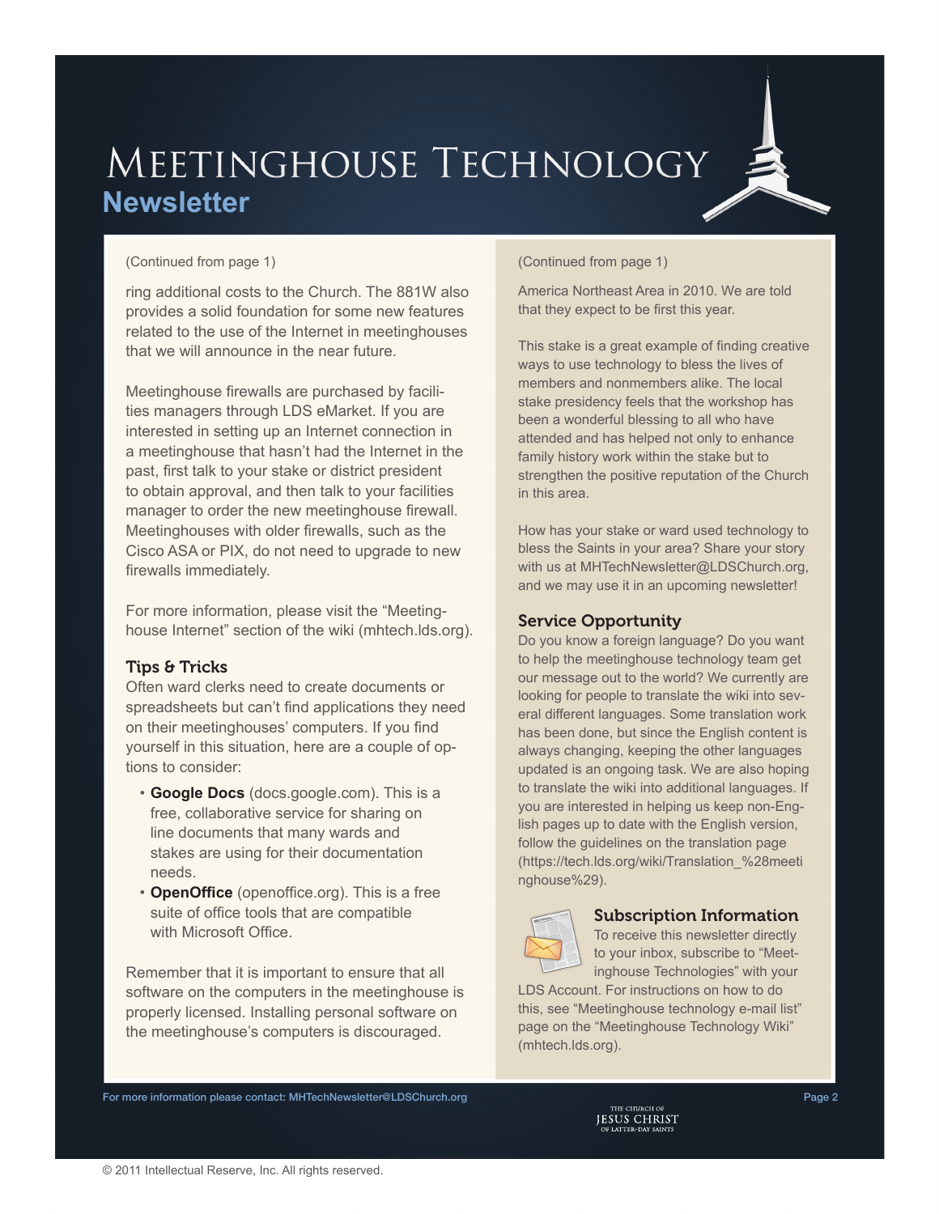# Meetinghouse Technology Newsletter

(Continued from page 1)

ring additional costs to the Church. The 881W also provides a solid foundation for some new features related to the use of the Internet in meetinghouses that we will announce in the near future.

Meetinghouse firewalls are purchased by facilities managers through LDS eMarket. If you are interested in setting up an Internet connection in a meetinghouse that hasn't had the Internet in the past, first talk to your stake or district president to obtain approval, and then talk to your facilities manager to order the new meetinghouse firewall. Meetinghouses with older firewalls, such as the Cisco ASA or PIX, do not need to upgrade to new firewalls immediately.

For more information, please visit the "Meetinghouse Internet" section of the wiki (mhtech.lds.org).

## Tips & Tricks

Often ward clerks need to create documents or spreadsheets but can't find applications they need on their meetinghouses' computers. If you find yourself in this situation, here are a couple of options to consider:

- **Google Docs** (docs.google.com). This is a free, collaborative service for sharing on line documents that many wards and stakes are using for their documentation needs.
- **OpenOffice** (openoffice.org). This is a free suite of office tools that are compatible with Microsoft Office.

Remember that it is important to ensure that all software on the computers in the meetinghouse is properly licensed. Installing personal software on the meetinghouse's computers is discouraged.

(Continued from page 1)

America Northeast Area in 2010. We are told that they expect to be first this year.

This stake is a great example of finding creative ways to use technology to bless the lives of members and nonmembers alike. The local stake presidency feels that the workshop has been a wonderful blessing to all who have attended and has helped not only to enhance family history work within the stake but to strengthen the positive reputation of the Church in this area.

How has your stake or ward used technology to bless the Saints in your area? Share your story with us at MHTechNewsletter@LDSChurch.org, and we may use it in an upcoming newsletter!

## Service Opportunity

Do you know a foreign language? Do you want to help the meetinghouse technology team get our message out to the world? We currently are looking for people to translate the wiki into several different languages. Some translation work has been done, but since the English content is always changing, keeping the other languages updated is an ongoing task. We are also hoping to translate the wiki into additional languages. If you are interested in helping us keep non-English pages up to date with the English version, follow the guidelines on the translation page (https://tech.lds.org/wiki/Translation_%28meetinghouse%29).

## Subscription Information

To receive this newsletter directly to your inbox, subscribe to "Meetinghouse Technologies" with your LDS Account. For instructions on how to do this, see "Meetinghouse technology e-mail list" page on the "Meetinghouse Technology Wiki" (mhtech.lds.org).

For more information please contact: MHTechNewsletter@LDSChurch.org

The Church of Jesus Christ of Latter-day Saints

© 2011 Intellectual Reserve, Inc. All rights reserved.